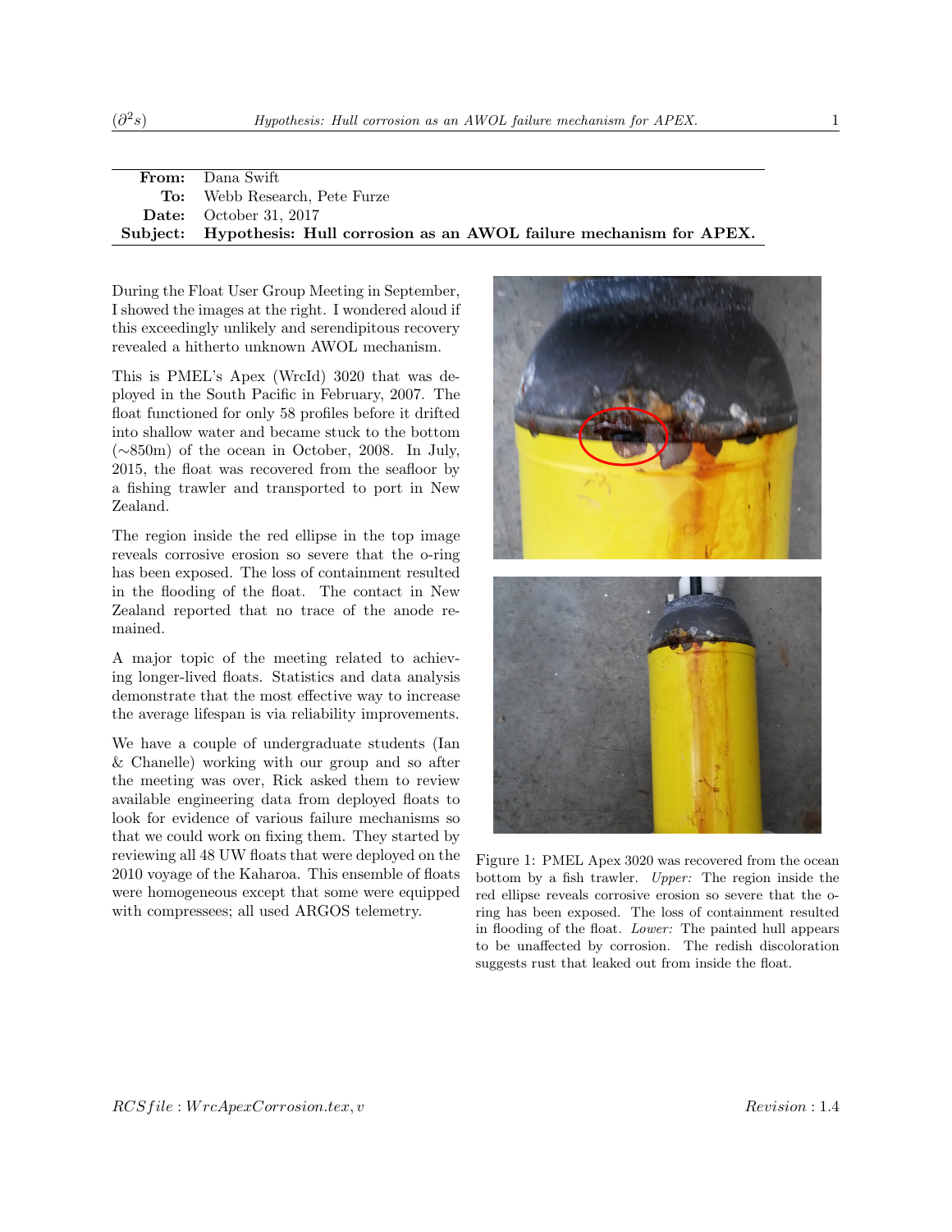| | |
|---|---|
| **From:** | Dana Swift |
| **To:** | Webb Research, Pete Furze |
| **Date:** | October 31, 2017 |
| **Subject:** | **Hypothesis: Hull corrosion as an AWOL failure mechanism for APEX.** |

During the Float User Group Meeting in September, I showed the images at the right. I wondered aloud if this exceedingly unlikely and serendipitous recovery revealed a hitherto unknown AWOL mechanism.

This is PMEL's Apex (WrcId) 3020 that was deployed in the South Pacific in February, 2007. The float functioned for only 58 profiles before it drifted into shallow water and became stuck to the bottom (∼850m) of the ocean in October, 2008. In July, 2015, the float was recovered from the seafloor by a fishing trawler and transported to port in New Zealand.

The region inside the red ellipse in the top image reveals corrosive erosion so severe that the o-ring has been exposed. The loss of containment resulted in the flooding of the float. The contact in New Zealand reported that no trace of the anode remained.

A major topic of the meeting related to achieving longer-lived floats. Statistics and data analysis demonstrate that the most effective way to increase the average lifespan is via reliability improvements.

We have a couple of undergraduate students (Ian & Chanelle) working with our group and so after the meeting was over, Rick asked them to review available engineering data from deployed floats to look for evidence of various failure mechanisms so that we could work on fixing them. They started by reviewing all 48 UW floats that were deployed on the 2010 voyage of the Kaharoa. This ensemble of floats were homogeneous except that some were equipped with compressees; all used ARGOS telemetry.

Figure 1: PMEL Apex 3020 was recovered from the ocean bottom by a fish trawler. *Upper:* The region inside the red ellipse reveals corrosive erosion so severe that the o-ring has been exposed. The loss of containment resulted in flooding of the float. *Lower:* The painted hull appears to be unaffected by corrosion. The redish discoloration suggests rust that leaked out from inside the float.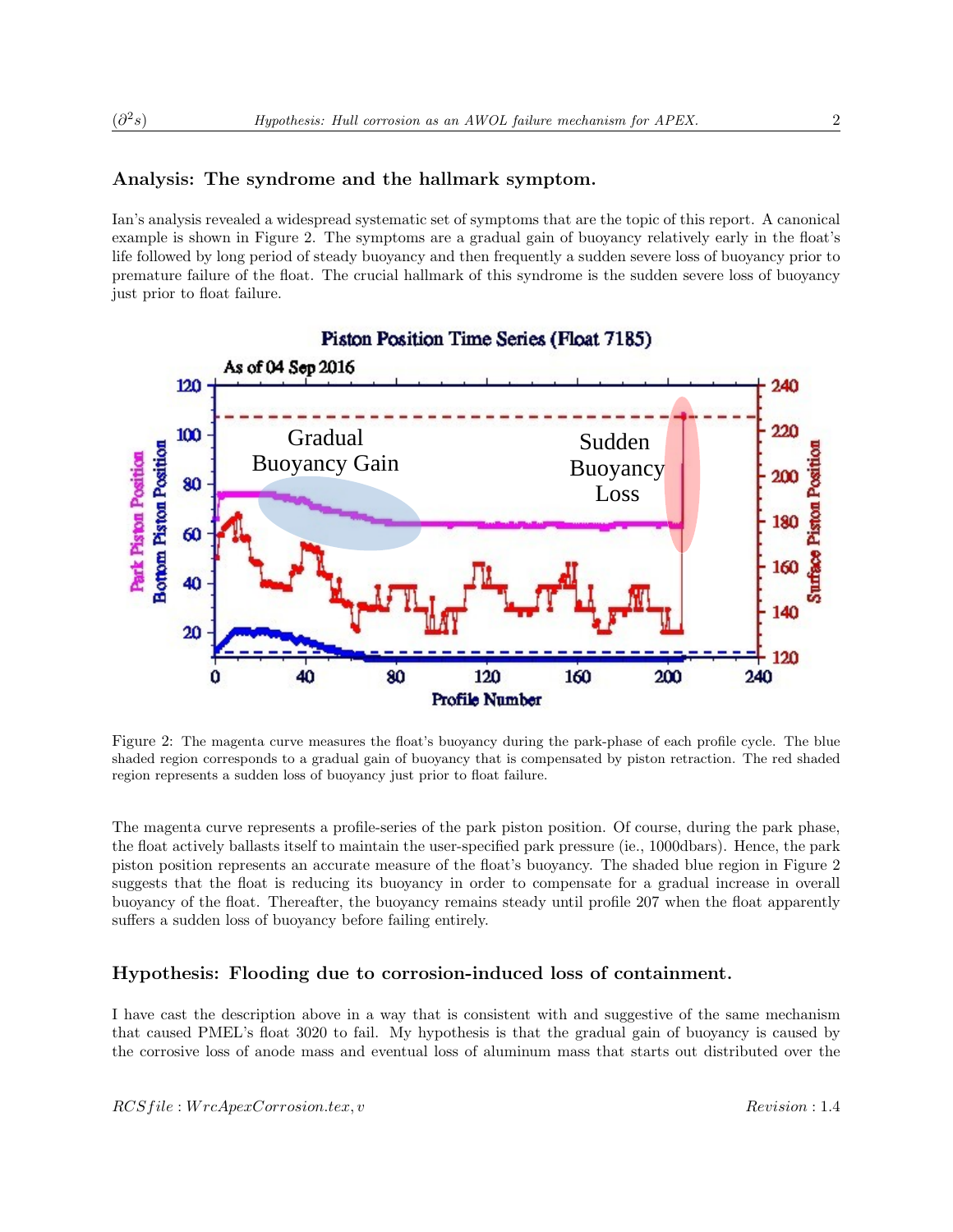## Analysis: The syndrome and the hallmark symptom.

Ian's analysis revealed a widespread systematic set of symptoms that are the topic of this report. A canonical example is shown in Figure 2. The symptoms are a gradual gain of buoyancy relatively early in the float's life followed by long period of steady buoyancy and then frequently a sudden severe loss of buoyancy prior to premature failure of the float. The crucial hallmark of this syndrome is the sudden severe loss of buoyancy just prior to float failure.

Figure 2: The magenta curve measures the float's buoyancy during the park-phase of each profile cycle. The blue shaded region corresponds to a gradual gain of buoyancy that is compensated by piston retraction. The red shaded region represents a sudden loss of buoyancy just prior to float failure.

The magenta curve represents a profile-series of the park piston position. Of course, during the park phase, the float actively ballasts itself to maintain the user-specified park pressure (ie., 1000dbars). Hence, the park piston position represents an accurate measure of the float's buoyancy. The shaded blue region in Figure 2 suggests that the float is reducing its buoyancy in order to compensate for a gradual increase in overall buoyancy of the float. Thereafter, the buoyancy remains steady until profile 207 when the float apparently suffers a sudden loss of buoyancy before failing entirely.

## Hypothesis: Flooding due to corrosion-induced loss of containment.

I have cast the description above in a way that is consistent with and suggestive of the same mechanism that caused PMEL's float 3020 to fail. My hypothesis is that the gradual gain of buoyancy is caused by the corrosive loss of anode mass and eventual loss of aluminum mass that starts out distributed over the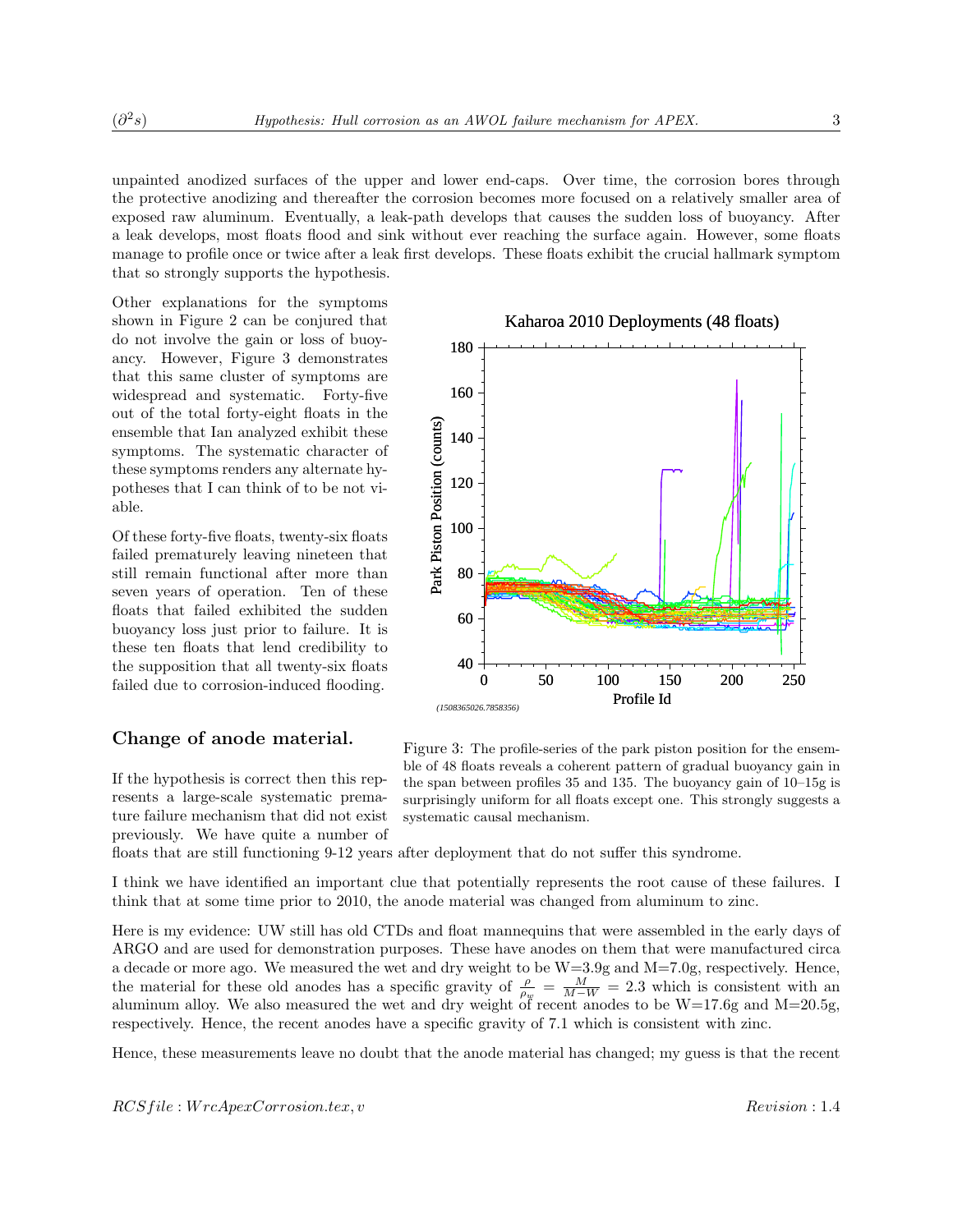unpainted anodized surfaces of the upper and lower end-caps. Over time, the corrosion bores through the protective anodizing and thereafter the corrosion becomes more focused on a relatively smaller area of exposed raw aluminum. Eventually, a leak-path develops that causes the sudden loss of buoyancy. After a leak develops, most floats flood and sink without ever reaching the surface again. However, some floats manage to profile once or twice after a leak first develops. These floats exhibit the crucial hallmark symptom that so strongly supports the hypothesis.

Other explanations for the symptoms shown in Figure 2 can be conjured that do not involve the gain or loss of buoyancy. However, Figure 3 demonstrates that this same cluster of symptoms are widespread and systematic. Forty-five out of the total forty-eight floats in the ensemble that Ian analyzed exhibit these symptoms. The systematic character of these symptoms renders any alternate hypotheses that I can think of to be not viable.

Of these forty-five floats, twenty-six floats failed prematurely leaving nineteen that still remain functional after more than seven years of operation. Ten of these floats that failed exhibited the sudden buoyancy loss just prior to failure. It is these ten floats that lend credibility to the supposition that all twenty-six floats failed due to corrosion-induced flooding.

Figure 3: The profile-series of the park piston position for the ensemble of 48 floats reveals a coherent pattern of gradual buoyancy gain in the span between profiles 35 and 135. The buoyancy gain of 10–15g is surprisingly uniform for all floats except one. This strongly suggests a systematic causal mechanism.

## Change of anode material.

If the hypothesis is correct then this represents a large-scale systematic premature failure mechanism that did not exist previously. We have quite a number of floats that are still functioning 9-12 years after deployment that do not suffer this syndrome.

I think we have identified an important clue that potentially represents the root cause of these failures. I think that at some time prior to 2010, the anode material was changed from aluminum to zinc.

Here is my evidence: UW still has old CTDs and float mannequins that were assembled in the early days of ARGO and are used for demonstration purposes. These have anodes on them that were manufactured circa a decade or more ago. We measured the wet and dry weight to be W=3.9g and M=7.0g, respectively. Hence, the material for these old anodes has a specific gravity of $\frac{\rho}{\rho_w} = \frac{M}{M-W} = 2.3$ which is consistent with an aluminum alloy. We also measured the wet and dry weight of recent anodes to be W=17.6g and M=20.5g, respectively. Hence, the recent anodes have a specific gravity of 7.1 which is consistent with zinc.

Hence, these measurements leave no doubt that the anode material has changed; my guess is that the recent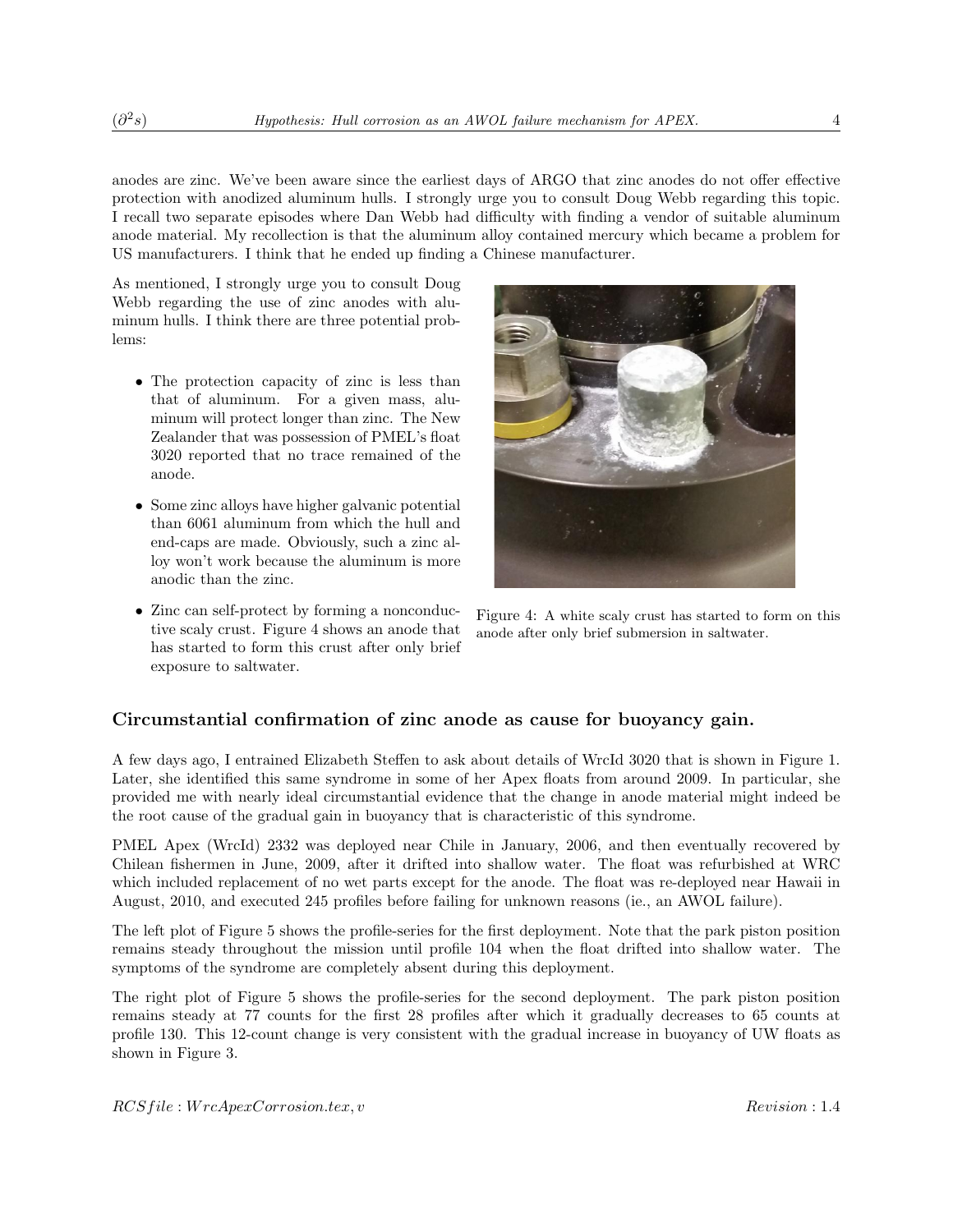anodes are zinc. We've been aware since the earliest days of ARGO that zinc anodes do not offer effective protection with anodized aluminum hulls. I strongly urge you to consult Doug Webb regarding this topic. I recall two separate episodes where Dan Webb had difficulty with finding a vendor of suitable aluminum anode material. My recollection is that the aluminum alloy contained mercury which became a problem for US manufacturers. I think that he ended up finding a Chinese manufacturer.

As mentioned, I strongly urge you to consult Doug Webb regarding the use of zinc anodes with aluminum hulls. I think there are three potential problems:

- The protection capacity of zinc is less than that of aluminum. For a given mass, aluminum will protect longer than zinc. The New Zealander that was possession of PMEL's float 3020 reported that no trace remained of the anode.
- Some zinc alloys have higher galvanic potential than 6061 aluminum from which the hull and end-caps are made. Obviously, such a zinc alloy won't work because the aluminum is more anodic than the zinc.
- Zinc can self-protect by forming a nonconductive scaly crust. Figure 4 shows an anode that has started to form this crust after only brief exposure to saltwater.

Figure 4: A white scaly crust has started to form on this anode after only brief submersion in saltwater.

## Circumstantial confirmation of zinc anode as cause for buoyancy gain.

A few days ago, I entrained Elizabeth Steffen to ask about details of WrcId 3020 that is shown in Figure 1. Later, she identified this same syndrome in some of her Apex floats from around 2009. In particular, she provided me with nearly ideal circumstantial evidence that the change in anode material might indeed be the root cause of the gradual gain in buoyancy that is characteristic of this syndrome.

PMEL Apex (WrcId) 2332 was deployed near Chile in January, 2006, and then eventually recovered by Chilean fishermen in June, 2009, after it drifted into shallow water. The float was refurbished at WRC which included replacement of no wet parts except for the anode. The float was re-deployed near Hawaii in August, 2010, and executed 245 profiles before failing for unknown reasons (ie., an AWOL failure).

The left plot of Figure 5 shows the profile-series for the first deployment. Note that the park piston position remains steady throughout the mission until profile 104 when the float drifted into shallow water. The symptoms of the syndrome are completely absent during this deployment.

The right plot of Figure 5 shows the profile-series for the second deployment. The park piston position remains steady at 77 counts for the first 28 profiles after which it gradually decreases to 65 counts at profile 130. This 12-count change is very consistent with the gradual increase in buoyancy of UW floats as shown in Figure 3.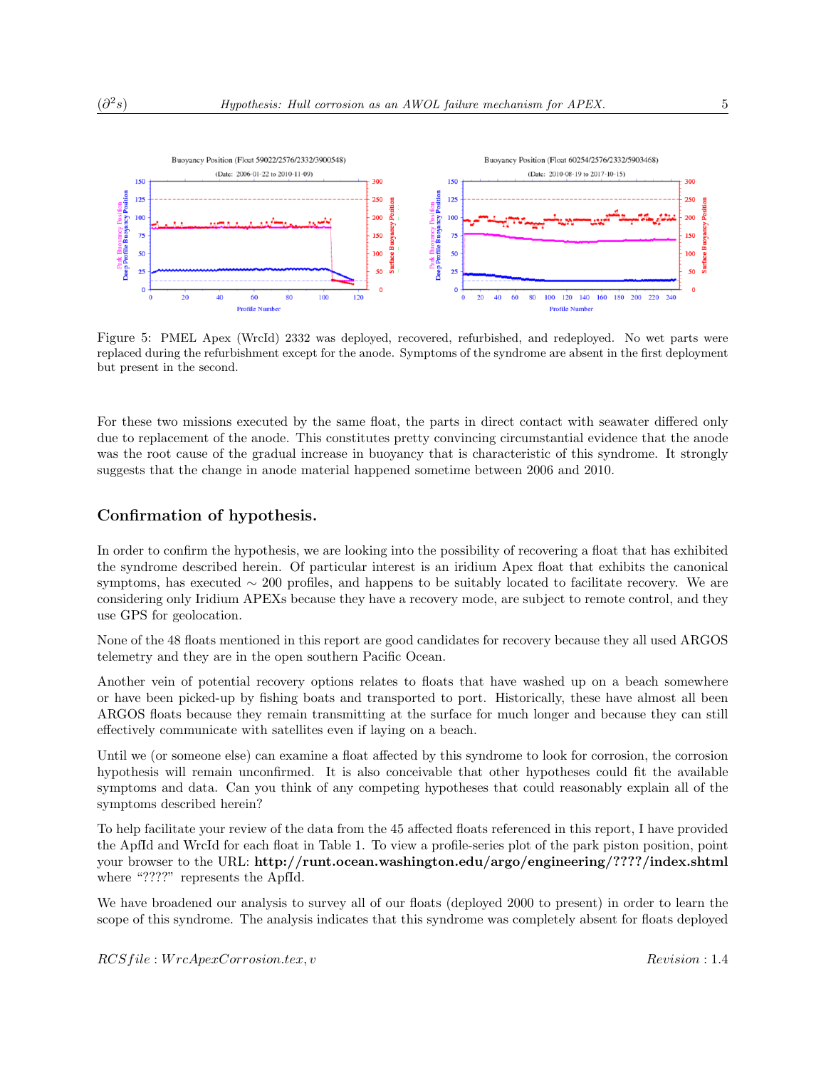Figure 5: PMEL Apex (WrcId) 2332 was deployed, recovered, refurbished, and redeployed. No wet parts were replaced during the refurbishment except for the anode. Symptoms of the syndrome are absent in the first deployment but present in the second.

For these two missions executed by the same float, the parts in direct contact with seawater differed only due to replacement of the anode. This constitutes pretty convincing circumstantial evidence that the anode was the root cause of the gradual increase in buoyancy that is characteristic of this syndrome. It strongly suggests that the change in anode material happened sometime between 2006 and 2010.

## Confirmation of hypothesis.

In order to confirm the hypothesis, we are looking into the possibility of recovering a float that has exhibited the syndrome described herein. Of particular interest is an iridium Apex float that exhibits the canonical symptoms, has executed $\sim 200$ profiles, and happens to be suitably located to facilitate recovery. We are considering only Iridium APEXs because they have a recovery mode, are subject to remote control, and they use GPS for geolocation.

None of the 48 floats mentioned in this report are good candidates for recovery because they all used ARGOS telemetry and they are in the open southern Pacific Ocean.

Another vein of potential recovery options relates to floats that have washed up on a beach somewhere or have been picked-up by fishing boats and transported to port. Historically, these have almost all been ARGOS floats because they remain transmitting at the surface for much longer and because they can still effectively communicate with satellites even if laying on a beach.

Until we (or someone else) can examine a float affected by this syndrome to look for corrosion, the corrosion hypothesis will remain unconfirmed. It is also conceivable that other hypotheses could fit the available symptoms and data. Can you think of any competing hypotheses that could reasonably explain all of the symptoms described herein?

To help facilitate your review of the data from the 45 affected floats referenced in this report, I have provided the ApfId and WrcId for each float in Table 1. To view a profile-series plot of the park piston position, point your browser to the URL: **http://runt.ocean.washington.edu/argo/engineering/????/index.shtml** where "????" represents the ApfId.

We have broadened our analysis to survey all of our floats (deployed 2000 to present) in order to learn the scope of this syndrome. The analysis indicates that this syndrome was completely absent for floats deployed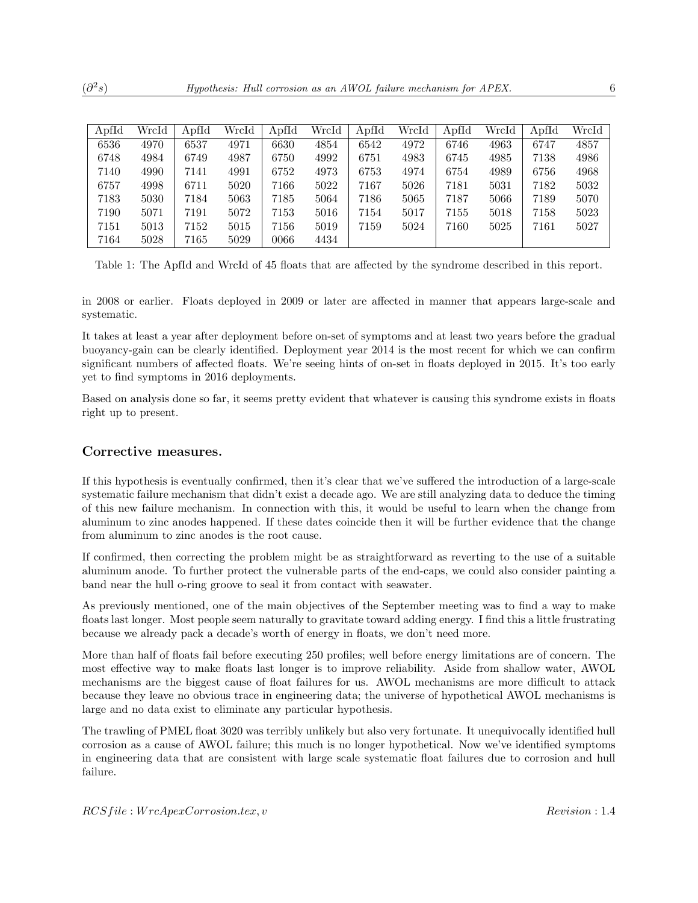| ApfId | WrcId | ApfId | WrcId | ApfId | WrcId | ApfId | WrcId | ApfId | WrcId | ApfId | WrcId |
|---|---|---|---|---|---|---|---|---|---|---|---|
| 6536 | 4970 | 6537 | 4971 | 6630 | 4854 | 6542 | 4972 | 6746 | 4963 | 6747 | 4857 |
| 6748 | 4984 | 6749 | 4987 | 6750 | 4992 | 6751 | 4983 | 6745 | 4985 | 7138 | 4986 |
| 7140 | 4990 | 7141 | 4991 | 6752 | 4973 | 6753 | 4974 | 6754 | 4989 | 6756 | 4968 |
| 6757 | 4998 | 6711 | 5020 | 7166 | 5022 | 7167 | 5026 | 7181 | 5031 | 7182 | 5032 |
| 7183 | 5030 | 7184 | 5063 | 7185 | 5064 | 7186 | 5065 | 7187 | 5066 | 7189 | 5070 |
| 7190 | 5071 | 7191 | 5072 | 7153 | 5016 | 7154 | 5017 | 7155 | 5018 | 7158 | 5023 |
| 7151 | 5013 | 7152 | 5015 | 7156 | 5019 | 7159 | 5024 | 7160 | 5025 | 7161 | 5027 |
| 7164 | 5028 | 7165 | 5029 | 0066 | 4434 | | | | | | |

Table 1: The ApfId and WrcId of 45 floats that are affected by the syndrome described in this report.

in 2008 or earlier. Floats deployed in 2009 or later are affected in manner that appears large-scale and systematic.

It takes at least a year after deployment before on-set of symptoms and at least two years before the gradual buoyancy-gain can be clearly identified. Deployment year 2014 is the most recent for which we can confirm significant numbers of affected floats. We're seeing hints of on-set in floats deployed in 2015. It's too early yet to find symptoms in 2016 deployments.

Based on analysis done so far, it seems pretty evident that whatever is causing this syndrome exists in floats right up to present.

## Corrective measures.

If this hypothesis is eventually confirmed, then it's clear that we've suffered the introduction of a large-scale systematic failure mechanism that didn't exist a decade ago. We are still analyzing data to deduce the timing of this new failure mechanism. In connection with this, it would be useful to learn when the change from aluminum to zinc anodes happened. If these dates coincide then it will be further evidence that the change from aluminum to zinc anodes is the root cause.

If confirmed, then correcting the problem might be as straightforward as reverting to the use of a suitable aluminum anode. To further protect the vulnerable parts of the end-caps, we could also consider painting a band near the hull o-ring groove to seal it from contact with seawater.

As previously mentioned, one of the main objectives of the September meeting was to find a way to make floats last longer. Most people seem naturally to gravitate toward adding energy. I find this a little frustrating because we already pack a decade's worth of energy in floats, we don't need more.

More than half of floats fail before executing 250 profiles; well before energy limitations are of concern. The most effective way to make floats last longer is to improve reliability. Aside from shallow water, AWOL mechanisms are the biggest cause of float failures for us. AWOL mechanisms are more difficult to attack because they leave no obvious trace in engineering data; the universe of hypothetical AWOL mechanisms is large and no data exist to eliminate any particular hypothesis.

The trawling of PMEL float 3020 was terribly unlikely but also very fortunate. It unequivocally identified hull corrosion as a cause of AWOL failure; this much is no longer hypothetical. Now we've identified symptoms in engineering data that are consistent with large scale systematic float failures due to corrosion and hull failure.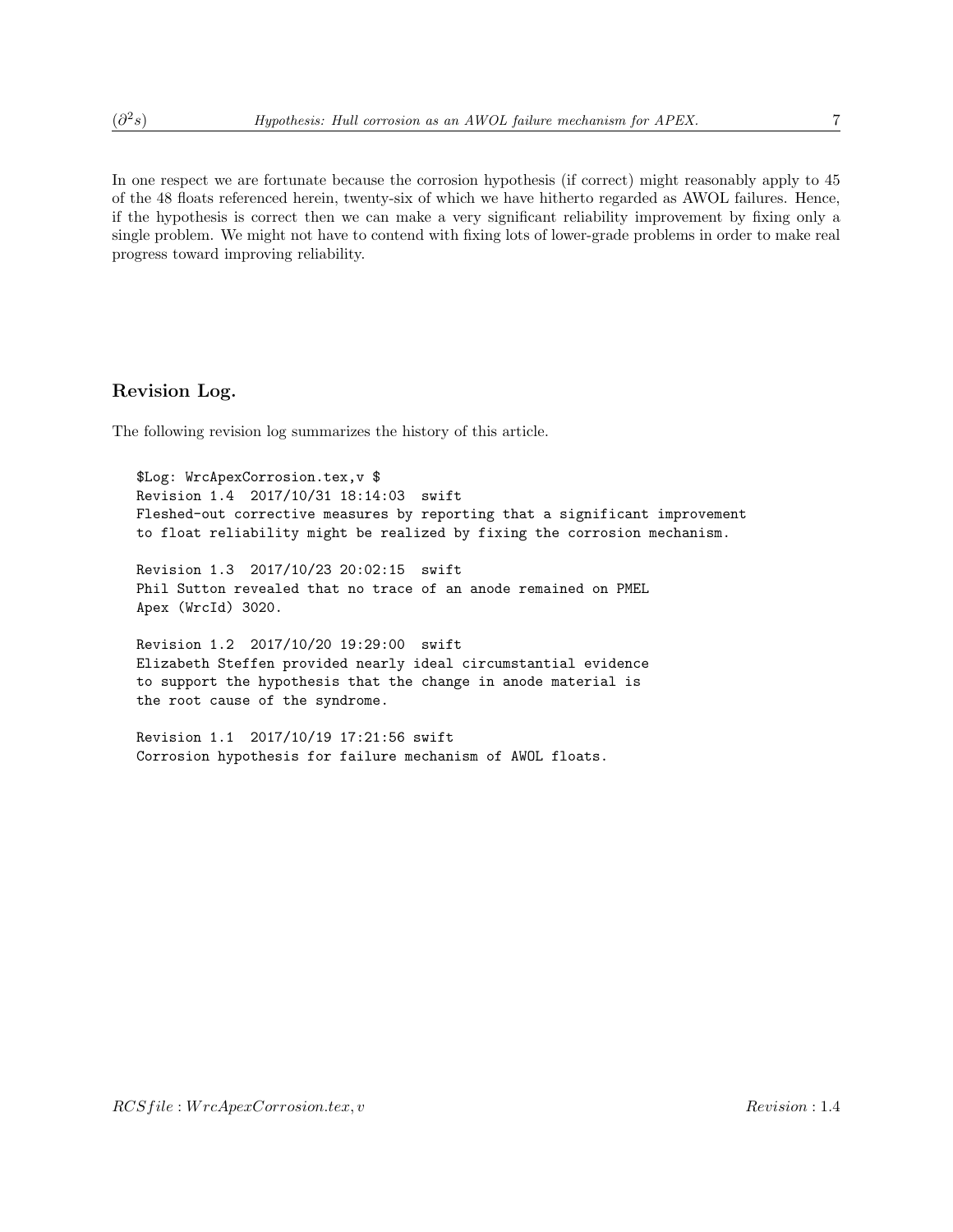In one respect we are fortunate because the corrosion hypothesis (if correct) might reasonably apply to 45 of the 48 floats referenced herein, twenty-six of which we have hitherto regarded as AWOL failures. Hence, if the hypothesis is correct then we can make a very significant reliability improvement by fixing only a single problem. We might not have to contend with fixing lots of lower-grade problems in order to make real progress toward improving reliability.

## Revision Log.

The following revision log summarizes the history of this article.

```
$Log: WrcApexCorrosion.tex,v $
Revision 1.4  2017/10/31 18:14:03  swift
Fleshed-out corrective measures by reporting that a significant improvement
to float reliability might be realized by fixing the corrosion mechanism.

Revision 1.3  2017/10/23 20:02:15  swift
Phil Sutton revealed that no trace of an anode remained on PMEL
Apex (WrcId) 3020.

Revision 1.2  2017/10/20 19:29:00  swift
Elizabeth Steffen provided nearly ideal circumstantial evidence
to support the hypothesis that the change in anode material is
the root cause of the syndrome.

Revision 1.1  2017/10/19 17:21:56 swift
Corrosion hypothesis for failure mechanism of AWOL floats.
```